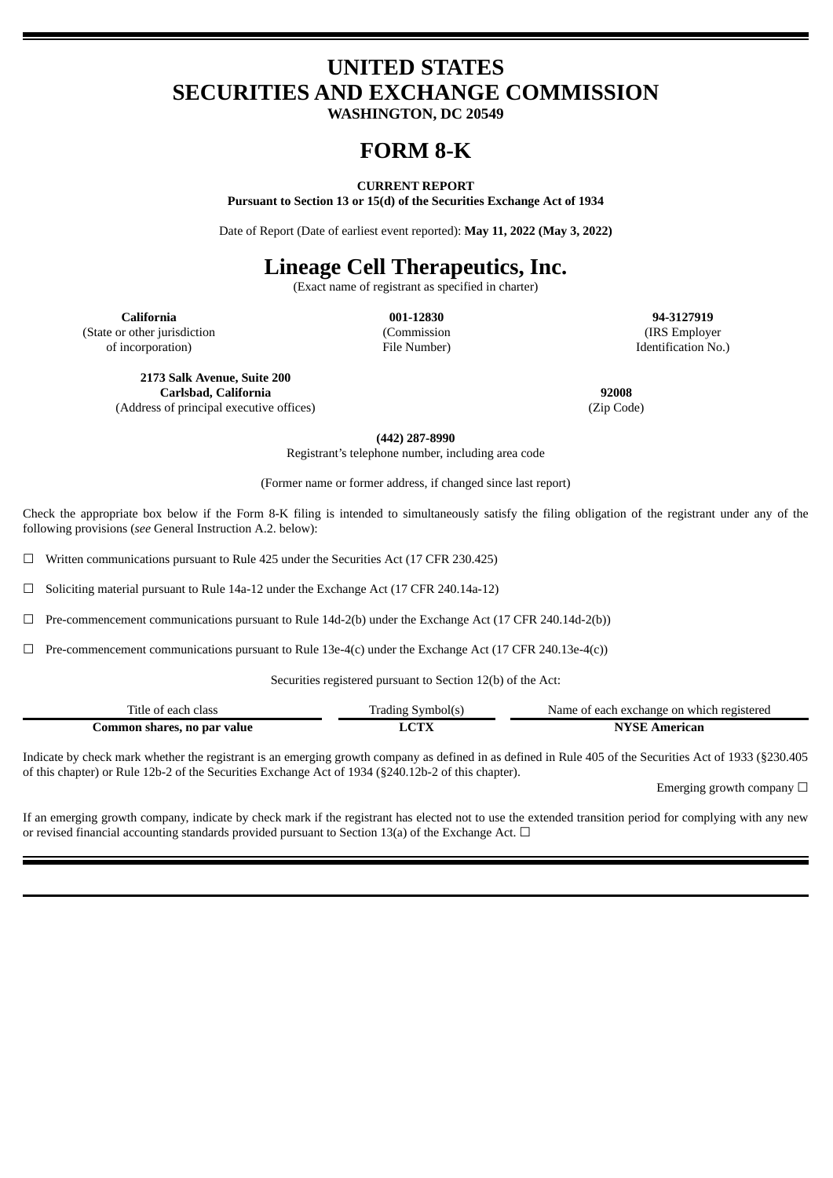# UNITED STATES
# SECURITIES AND EXCHANGE COMMISSION
**WASHINGTON, DC 20549**

# FORM 8-K

**CURRENT REPORT**
**Pursuant to Section 13 or 15(d) of the Securities Exchange Act of 1934**

Date of Report (Date of earliest event reported): **May 11, 2022 (May 3, 2022)**

# Lineage Cell Therapeutics, Inc.
(Exact name of registrant as specified in charter)

| **California** | **001-12830** | **94-3127919** |
|---|---|---|
| (State or other jurisdiction of incorporation) | (Commission File Number) | (IRS Employer Identification No.) |

| **2173 Salk Avenue, Suite 200 Carlsbad, California** | **92008** |
|---|---|
| (Address of principal executive offices) | (Zip Code) |

**(442) 287-8990**
Registrant's telephone number, including area code

(Former name or former address, if changed since last report)

Check the appropriate box below if the Form 8-K filing is intended to simultaneously satisfy the filing obligation of the registrant under any of the following provisions (*see* General Instruction A.2. below):

☐ Written communications pursuant to Rule 425 under the Securities Act (17 CFR 230.425)

☐ Soliciting material pursuant to Rule 14a-12 under the Exchange Act (17 CFR 240.14a-12)

☐ Pre-commencement communications pursuant to Rule 14d-2(b) under the Exchange Act (17 CFR 240.14d-2(b))

☐ Pre-commencement communications pursuant to Rule 13e-4(c) under the Exchange Act (17 CFR 240.13e-4(c))

Securities registered pursuant to Section 12(b) of the Act:

| Title of each class | Trading Symbol(s) | Name of each exchange on which registered |
|---|---|---|
| **Common shares, no par value** | **LCTX** | **NYSE American** |

Indicate by check mark whether the registrant is an emerging growth company as defined in as defined in Rule 405 of the Securities Act of 1933 (§230.405 of this chapter) or Rule 12b-2 of the Securities Exchange Act of 1934 (§240.12b-2 of this chapter).

Emerging growth company ☐

If an emerging growth company, indicate by check mark if the registrant has elected not to use the extended transition period for complying with any new or revised financial accounting standards provided pursuant to Section 13(a) of the Exchange Act. ☐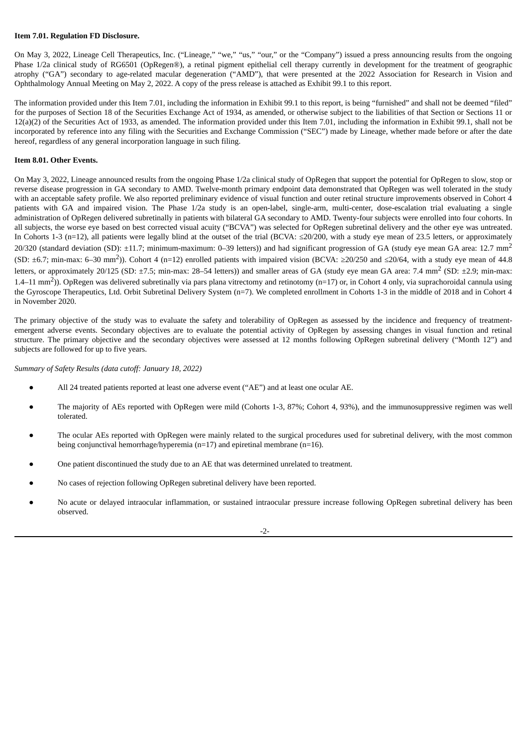**Item 7.01. Regulation FD Disclosure.**

On May 3, 2022, Lineage Cell Therapeutics, Inc. ("Lineage," "we," "us," "our," or the "Company") issued a press announcing results from the ongoing Phase 1/2a clinical study of RG6501 (OpRegen®), a retinal pigment epithelial cell therapy currently in development for the treatment of geographic atrophy ("GA") secondary to age-related macular degeneration ("AMD"), that were presented at the 2022 Association for Research in Vision and Ophthalmology Annual Meeting on May 2, 2022. A copy of the press release is attached as Exhibit 99.1 to this report.

The information provided under this Item 7.01, including the information in Exhibit 99.1 to this report, is being "furnished" and shall not be deemed "filed" for the purposes of Section 18 of the Securities Exchange Act of 1934, as amended, or otherwise subject to the liabilities of that Section or Sections 11 or 12(a)(2) of the Securities Act of 1933, as amended. The information provided under this Item 7.01, including the information in Exhibit 99.1, shall not be incorporated by reference into any filing with the Securities and Exchange Commission ("SEC") made by Lineage, whether made before or after the date hereof, regardless of any general incorporation language in such filing.

**Item 8.01. Other Events.**

On May 3, 2022, Lineage announced results from the ongoing Phase 1/2a clinical study of OpRegen that support the potential for OpRegen to slow, stop or reverse disease progression in GA secondary to AMD. Twelve-month primary endpoint data demonstrated that OpRegen was well tolerated in the study with an acceptable safety profile. We also reported preliminary evidence of visual function and outer retinal structure improvements observed in Cohort 4 patients with GA and impaired vision. The Phase 1/2a study is an open-label, single-arm, multi-center, dose-escalation trial evaluating a single administration of OpRegen delivered subretinally in patients with bilateral GA secondary to AMD. Twenty-four subjects were enrolled into four cohorts. In all subjects, the worse eye based on best corrected visual acuity ("BCVA") was selected for OpRegen subretinal delivery and the other eye was untreated. In Cohorts 1-3 (n=12), all patients were legally blind at the outset of the trial (BCVA: ≤20/200, with a study eye mean of 23.5 letters, or approximately 20/320 (standard deviation (SD): ±11.7; minimum-maximum: 0–39 letters)) and had significant progression of GA (study eye mean GA area: 12.7 $mm^2$ (SD: ±6.7; min-max: 6–30 $mm^2$)). Cohort 4 (n=12) enrolled patients with impaired vision (BCVA: ≥20/250 and ≤20/64, with a study eye mean of 44.8 letters, or approximately 20/125 (SD: ±7.5; min-max: 28–54 letters)) and smaller areas of GA (study eye mean GA area: 7.4 $mm^2$ (SD: ±2.9; min-max: 1.4–11 $mm^2$)). OpRegen was delivered subretinally via pars plana vitrectomy and retinotomy (n=17) or, in Cohort 4 only, via suprachoroidal cannula using the Gyroscope Therapeutics, Ltd. Orbit Subretinal Delivery System (n=7). We completed enrollment in Cohorts 1-3 in the middle of 2018 and in Cohort 4 in November 2020.

The primary objective of the study was to evaluate the safety and tolerability of OpRegen as assessed by the incidence and frequency of treatment-emergent adverse events. Secondary objectives are to evaluate the potential activity of OpRegen by assessing changes in visual function and retinal structure. The primary objective and the secondary objectives were assessed at 12 months following OpRegen subretinal delivery ("Month 12") and subjects are followed for up to five years.

*Summary of Safety Results (data cutoff: January 18, 2022)*

- All 24 treated patients reported at least one adverse event ("AE") and at least one ocular AE.
- The majority of AEs reported with OpRegen were mild (Cohorts 1-3, 87%; Cohort 4, 93%), and the immunosuppressive regimen was well tolerated.
- The ocular AEs reported with OpRegen were mainly related to the surgical procedures used for subretinal delivery, with the most common being conjunctival hemorrhage/hyperemia (n=17) and epiretinal membrane (n=16).
- One patient discontinued the study due to an AE that was determined unrelated to treatment.
- No cases of rejection following OpRegen subretinal delivery have been reported.
- No acute or delayed intraocular inflammation, or sustained intraocular pressure increase following OpRegen subretinal delivery has been observed.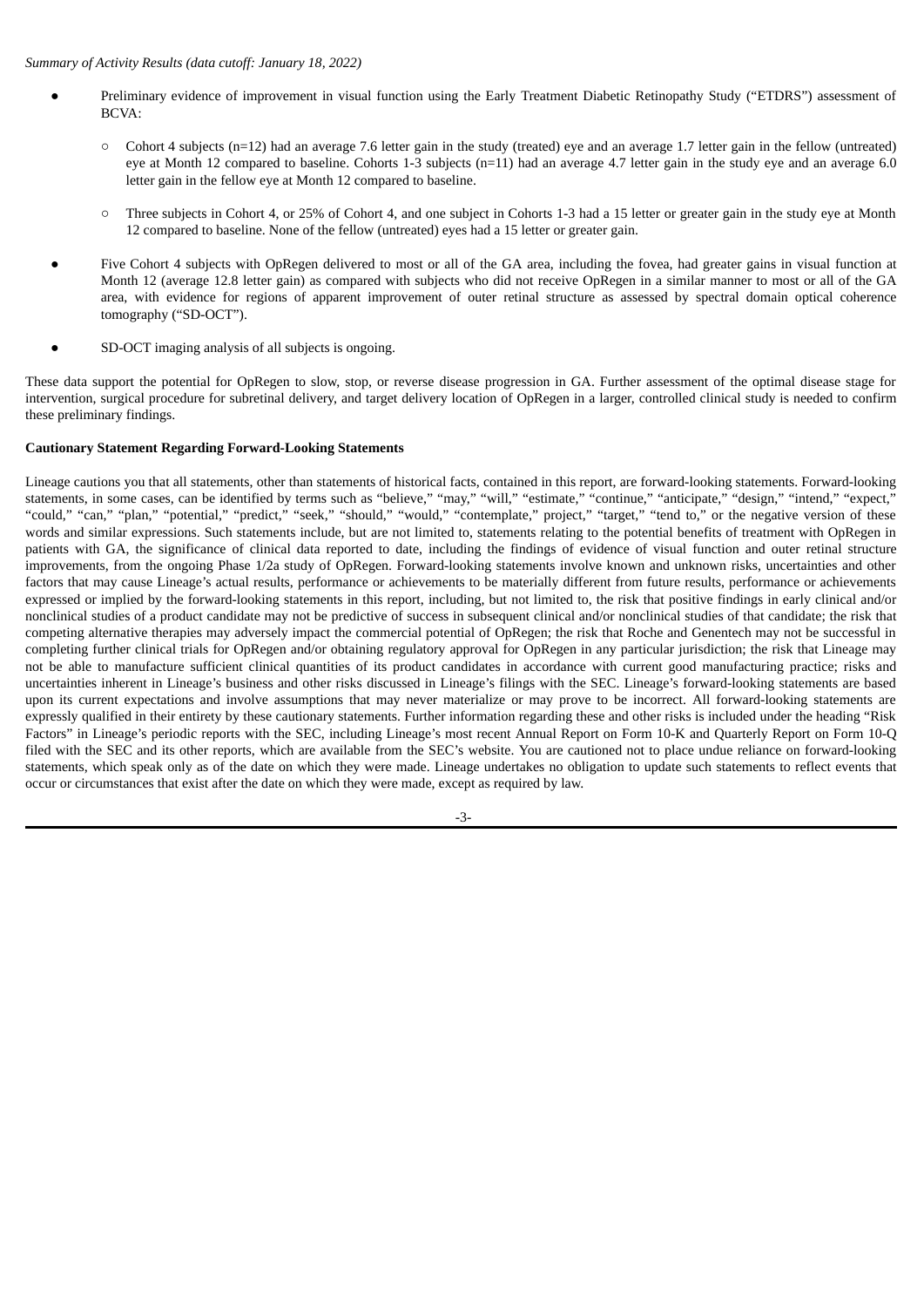*Summary of Activity Results (data cutoff: January 18, 2022)*

- Preliminary evidence of improvement in visual function using the Early Treatment Diabetic Retinopathy Study ("ETDRS") assessment of BCVA:
  - Cohort 4 subjects (n=12) had an average 7.6 letter gain in the study (treated) eye and an average 1.7 letter gain in the fellow (untreated) eye at Month 12 compared to baseline. Cohorts 1-3 subjects (n=11) had an average 4.7 letter gain in the study eye and an average 6.0 letter gain in the fellow eye at Month 12 compared to baseline.
  - Three subjects in Cohort 4, or 25% of Cohort 4, and one subject in Cohorts 1-3 had a 15 letter or greater gain in the study eye at Month 12 compared to baseline. None of the fellow (untreated) eyes had a 15 letter or greater gain.
- Five Cohort 4 subjects with OpRegen delivered to most or all of the GA area, including the fovea, had greater gains in visual function at Month 12 (average 12.8 letter gain) as compared with subjects who did not receive OpRegen in a similar manner to most or all of the GA area, with evidence for regions of apparent improvement of outer retinal structure as assessed by spectral domain optical coherence tomography ("SD-OCT").
- SD-OCT imaging analysis of all subjects is ongoing.

These data support the potential for OpRegen to slow, stop, or reverse disease progression in GA. Further assessment of the optimal disease stage for intervention, surgical procedure for subretinal delivery, and target delivery location of OpRegen in a larger, controlled clinical study is needed to confirm these preliminary findings.

**Cautionary Statement Regarding Forward-Looking Statements**

Lineage cautions you that all statements, other than statements of historical facts, contained in this report, are forward-looking statements. Forward-looking statements, in some cases, can be identified by terms such as "believe," "may," "will," "estimate," "continue," "anticipate," "design," "intend," "expect," "could," "can," "plan," "potential," "predict," "seek," "should," "would," "contemplate," project," "target," "tend to," or the negative version of these words and similar expressions. Such statements include, but are not limited to, statements relating to the potential benefits of treatment with OpRegen in patients with GA, the significance of clinical data reported to date, including the findings of evidence of visual function and outer retinal structure improvements, from the ongoing Phase 1/2a study of OpRegen. Forward-looking statements involve known and unknown risks, uncertainties and other factors that may cause Lineage's actual results, performance or achievements to be materially different from future results, performance or achievements expressed or implied by the forward-looking statements in this report, including, but not limited to, the risk that positive findings in early clinical and/or nonclinical studies of a product candidate may not be predictive of success in subsequent clinical and/or nonclinical studies of that candidate; the risk that competing alternative therapies may adversely impact the commercial potential of OpRegen; the risk that Roche and Genentech may not be successful in completing further clinical trials for OpRegen and/or obtaining regulatory approval for OpRegen in any particular jurisdiction; the risk that Lineage may not be able to manufacture sufficient clinical quantities of its product candidates in accordance with current good manufacturing practice; risks and uncertainties inherent in Lineage's business and other risks discussed in Lineage's filings with the SEC. Lineage's forward-looking statements are based upon its current expectations and involve assumptions that may never materialize or may prove to be incorrect. All forward-looking statements are expressly qualified in their entirety by these cautionary statements. Further information regarding these and other risks is included under the heading "Risk Factors" in Lineage's periodic reports with the SEC, including Lineage's most recent Annual Report on Form 10-K and Quarterly Report on Form 10-Q filed with the SEC and its other reports, which are available from the SEC's website. You are cautioned not to place undue reliance on forward-looking statements, which speak only as of the date on which they were made. Lineage undertakes no obligation to update such statements to reflect events that occur or circumstances that exist after the date on which they were made, except as required by law.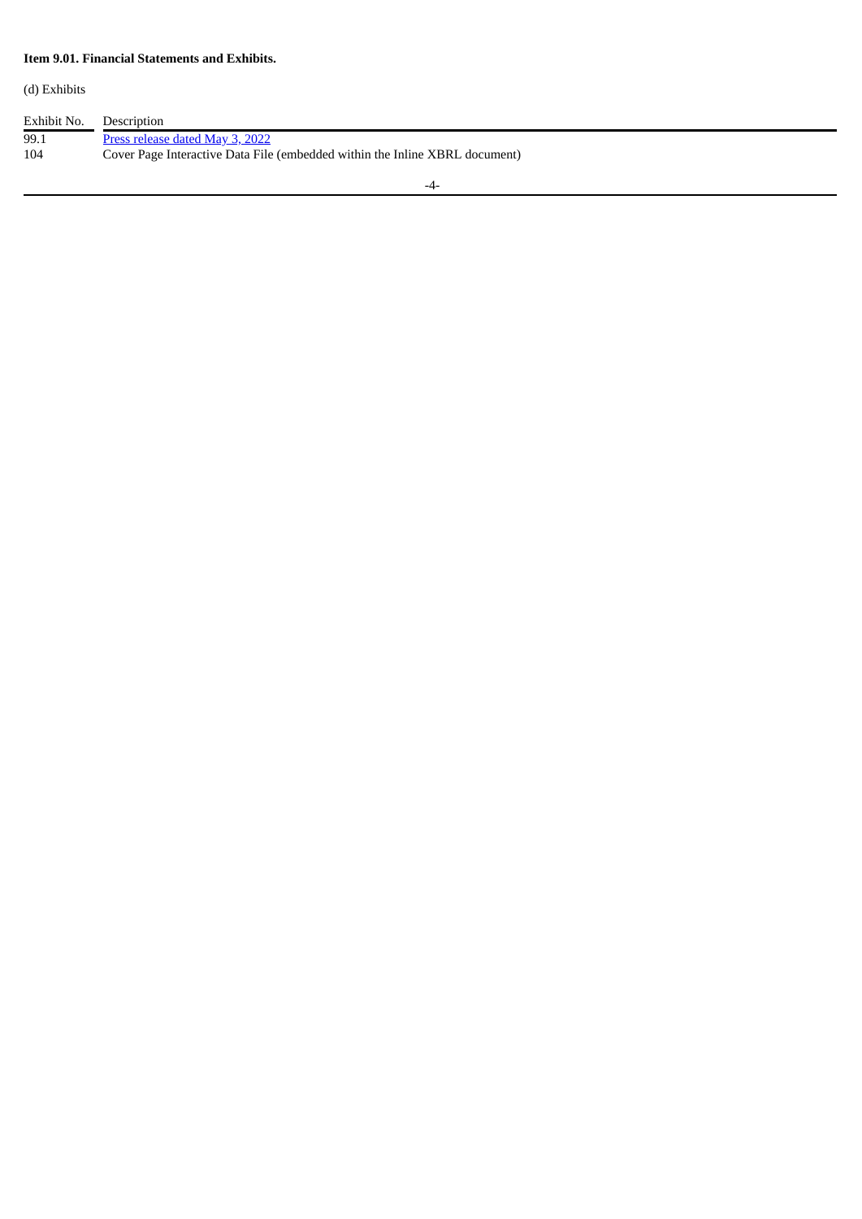**Item 9.01. Financial Statements and Exhibits.**

(d) Exhibits

| Exhibit No. | Description |
|---|---|
| 99.1 | Press release dated May 3, 2022 |
| 104 | Cover Page Interactive Data File (embedded within the Inline XBRL document) |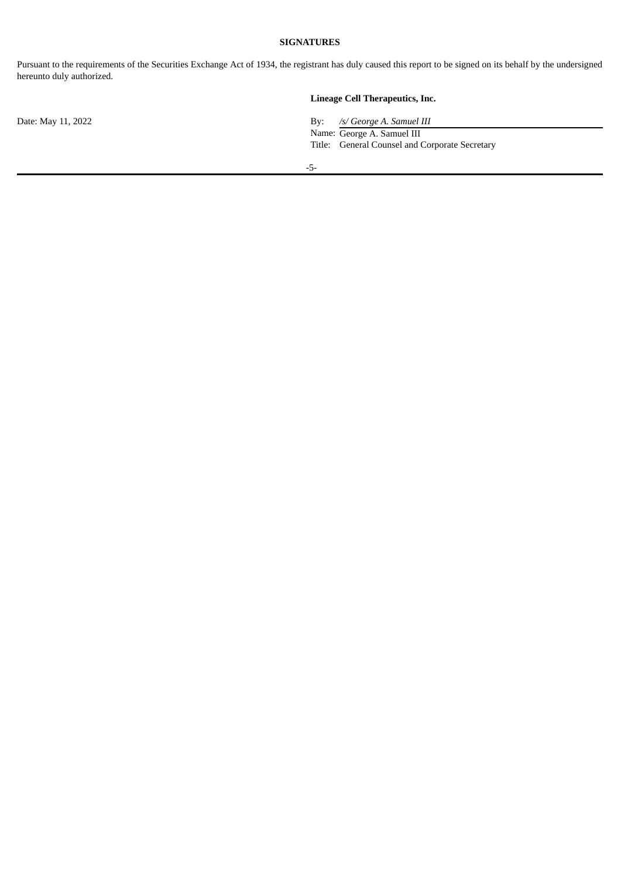**SIGNATURES**

Pursuant to the requirements of the Securities Exchange Act of 1934, the registrant has duly caused this report to be signed on its behalf by the undersigned hereunto duly authorized.

**Lineage Cell Therapeutics, Inc.**

Date: May 11, 2022

By: */s/ George A. Samuel III*
Name: George A. Samuel III
Title: General Counsel and Corporate Secretary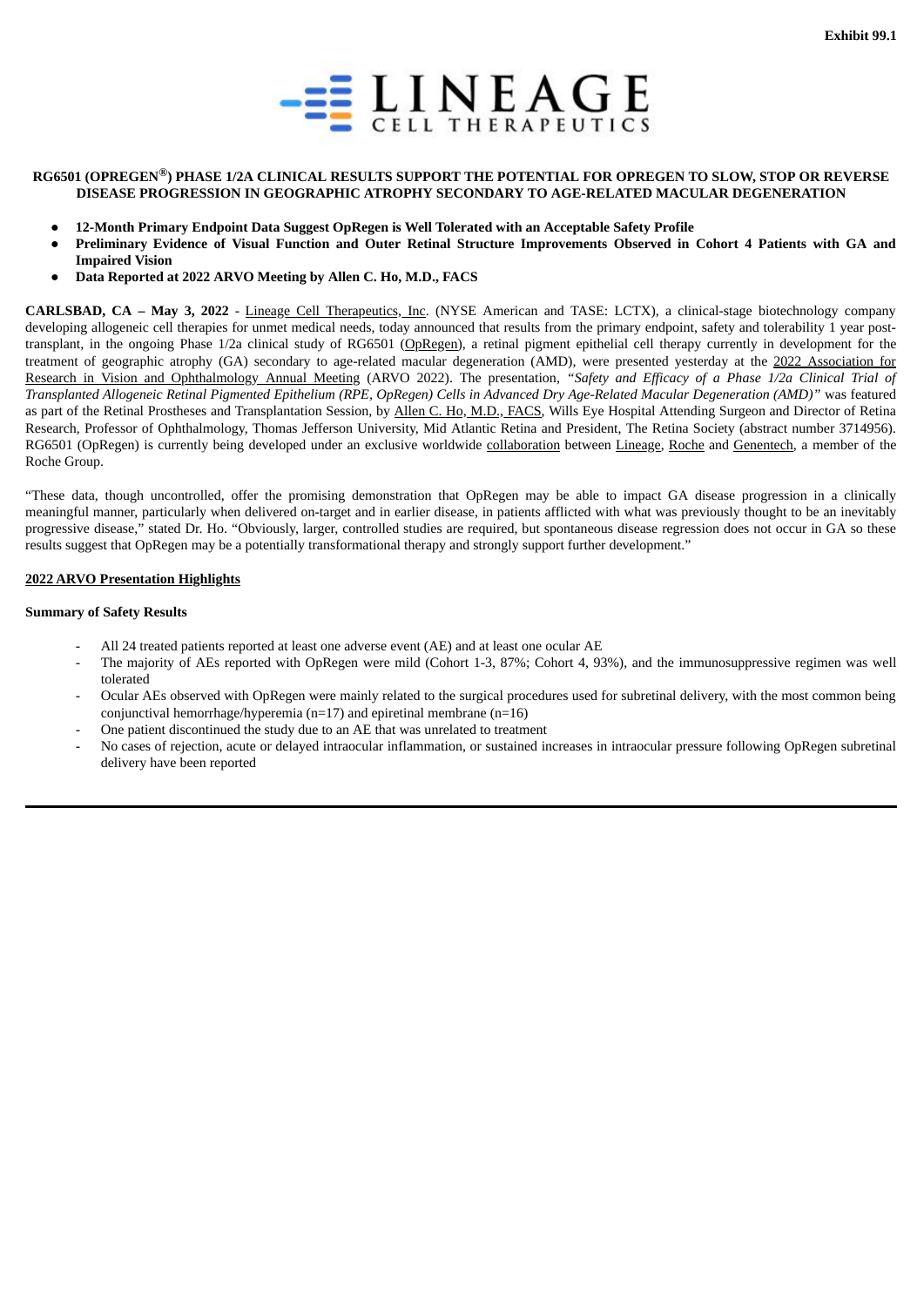**Exhibit 99.1**

LINEAGE CELL THERAPEUTICS

**RG6501 (OPREGEN®) PHASE 1/2A CLINICAL RESULTS SUPPORT THE POTENTIAL FOR OPREGEN TO SLOW, STOP OR REVERSE DISEASE PROGRESSION IN GEOGRAPHIC ATROPHY SECONDARY TO AGE-RELATED MACULAR DEGENERATION**

- **12-Month Primary Endpoint Data Suggest OpRegen is Well Tolerated with an Acceptable Safety Profile**
- **Preliminary Evidence of Visual Function and Outer Retinal Structure Improvements Observed in Cohort 4 Patients with GA and Impaired Vision**
- **Data Reported at 2022 ARVO Meeting by Allen C. Ho, M.D., FACS**

**CARLSBAD, CA – May 3, 2022** - Lineage Cell Therapeutics, Inc. (NYSE American and TASE: LCTX), a clinical-stage biotechnology company developing allogeneic cell therapies for unmet medical needs, today announced that results from the primary endpoint, safety and tolerability 1 year post-transplant, in the ongoing Phase 1/2a clinical study of RG6501 (OpRegen), a retinal pigment epithelial cell therapy currently in development for the treatment of geographic atrophy (GA) secondary to age-related macular degeneration (AMD), were presented yesterday at the 2022 Association for Research in Vision and Ophthalmology Annual Meeting (ARVO 2022). The presentation, *"Safety and Efficacy of a Phase 1/2a Clinical Trial of Transplanted Allogeneic Retinal Pigmented Epithelium (RPE, OpRegen) Cells in Advanced Dry Age-Related Macular Degeneration (AMD)"* was featured as part of the Retinal Prostheses and Transplantation Session, by Allen C. Ho, M.D., FACS, Wills Eye Hospital Attending Surgeon and Director of Retina Research, Professor of Ophthalmology, Thomas Jefferson University, Mid Atlantic Retina and President, The Retina Society (abstract number 3714956). RG6501 (OpRegen) is currently being developed under an exclusive worldwide collaboration between Lineage, Roche and Genentech, a member of the Roche Group.

"These data, though uncontrolled, offer the promising demonstration that OpRegen may be able to impact GA disease progression in a clinically meaningful manner, particularly when delivered on-target and in earlier disease, in patients afflicted with what was previously thought to be an inevitably progressive disease," stated Dr. Ho. "Obviously, larger, controlled studies are required, but spontaneous disease regression does not occur in GA so these results suggest that OpRegen may be a potentially transformational therapy and strongly support further development."

**2022 ARVO Presentation Highlights**

**Summary of Safety Results**

- All 24 treated patients reported at least one adverse event (AE) and at least one ocular AE
- The majority of AEs reported with OpRegen were mild (Cohort 1-3, 87%; Cohort 4, 93%), and the immunosuppressive regimen was well tolerated
- Ocular AEs observed with OpRegen were mainly related to the surgical procedures used for subretinal delivery, with the most common being conjunctival hemorrhage/hyperemia (n=17) and epiretinal membrane (n=16)
- One patient discontinued the study due to an AE that was unrelated to treatment
- No cases of rejection, acute or delayed intraocular inflammation, or sustained increases in intraocular pressure following OpRegen subretinal delivery have been reported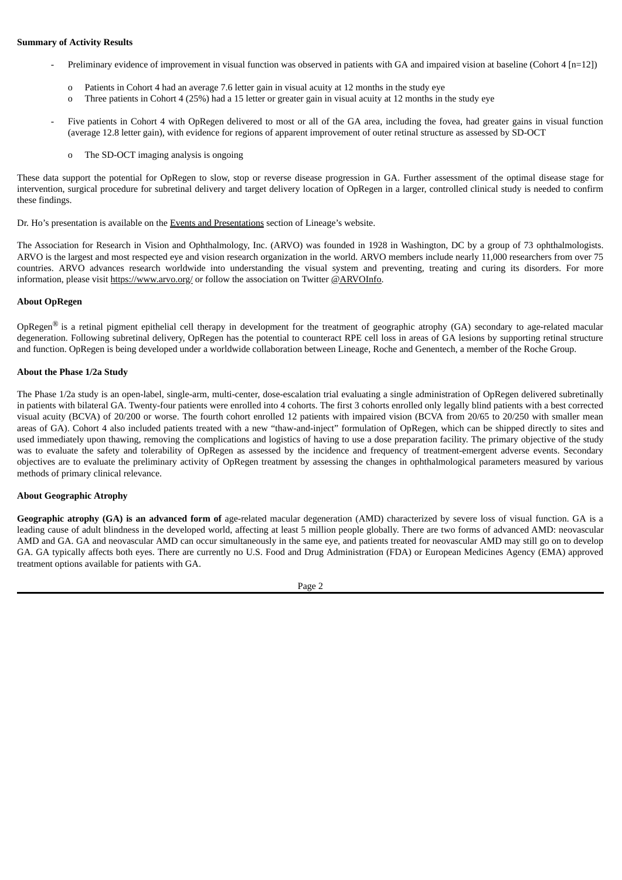**Summary of Activity Results**

- Preliminary evidence of improvement in visual function was observed in patients with GA and impaired vision at baseline (Cohort 4 [n=12])
  - Patients in Cohort 4 had an average 7.6 letter gain in visual acuity at 12 months in the study eye
  - Three patients in Cohort 4 (25%) had a 15 letter or greater gain in visual acuity at 12 months in the study eye
- Five patients in Cohort 4 with OpRegen delivered to most or all of the GA area, including the fovea, had greater gains in visual function (average 12.8 letter gain), with evidence for regions of apparent improvement of outer retinal structure as assessed by SD-OCT
  - The SD-OCT imaging analysis is ongoing

These data support the potential for OpRegen to slow, stop or reverse disease progression in GA. Further assessment of the optimal disease stage for intervention, surgical procedure for subretinal delivery and target delivery location of OpRegen in a larger, controlled clinical study is needed to confirm these findings.

Dr. Ho's presentation is available on the Events and Presentations section of Lineage's website.

The Association for Research in Vision and Ophthalmology, Inc. (ARVO) was founded in 1928 in Washington, DC by a group of 73 ophthalmologists. ARVO is the largest and most respected eye and vision research organization in the world. ARVO members include nearly 11,000 researchers from over 75 countries. ARVO advances research worldwide into understanding the visual system and preventing, treating and curing its disorders. For more information, please visit https://www.arvo.org/ or follow the association on Twitter @ARVOInfo.

**About OpRegen**

OpRegen® is a retinal pigment epithelial cell therapy in development for the treatment of geographic atrophy (GA) secondary to age-related macular degeneration. Following subretinal delivery, OpRegen has the potential to counteract RPE cell loss in areas of GA lesions by supporting retinal structure and function. OpRegen is being developed under a worldwide collaboration between Lineage, Roche and Genentech, a member of the Roche Group.

**About the Phase 1/2a Study**

The Phase 1/2a study is an open-label, single-arm, multi-center, dose-escalation trial evaluating a single administration of OpRegen delivered subretinally in patients with bilateral GA. Twenty-four patients were enrolled into 4 cohorts. The first 3 cohorts enrolled only legally blind patients with a best corrected visual acuity (BCVA) of 20/200 or worse. The fourth cohort enrolled 12 patients with impaired vision (BCVA from 20/65 to 20/250 with smaller mean areas of GA). Cohort 4 also included patients treated with a new "thaw-and-inject" formulation of OpRegen, which can be shipped directly to sites and used immediately upon thawing, removing the complications and logistics of having to use a dose preparation facility. The primary objective of the study was to evaluate the safety and tolerability of OpRegen as assessed by the incidence and frequency of treatment-emergent adverse events. Secondary objectives are to evaluate the preliminary activity of OpRegen treatment by assessing the changes in ophthalmological parameters measured by various methods of primary clinical relevance.

**About Geographic Atrophy**

**Geographic atrophy (GA) is an advanced form of** age-related macular degeneration (AMD) characterized by severe loss of visual function. GA is a leading cause of adult blindness in the developed world, affecting at least 5 million people globally. There are two forms of advanced AMD: neovascular AMD and GA. GA and neovascular AMD can occur simultaneously in the same eye, and patients treated for neovascular AMD may still go on to develop GA. GA typically affects both eyes. There are currently no U.S. Food and Drug Administration (FDA) or European Medicines Agency (EMA) approved treatment options available for patients with GA.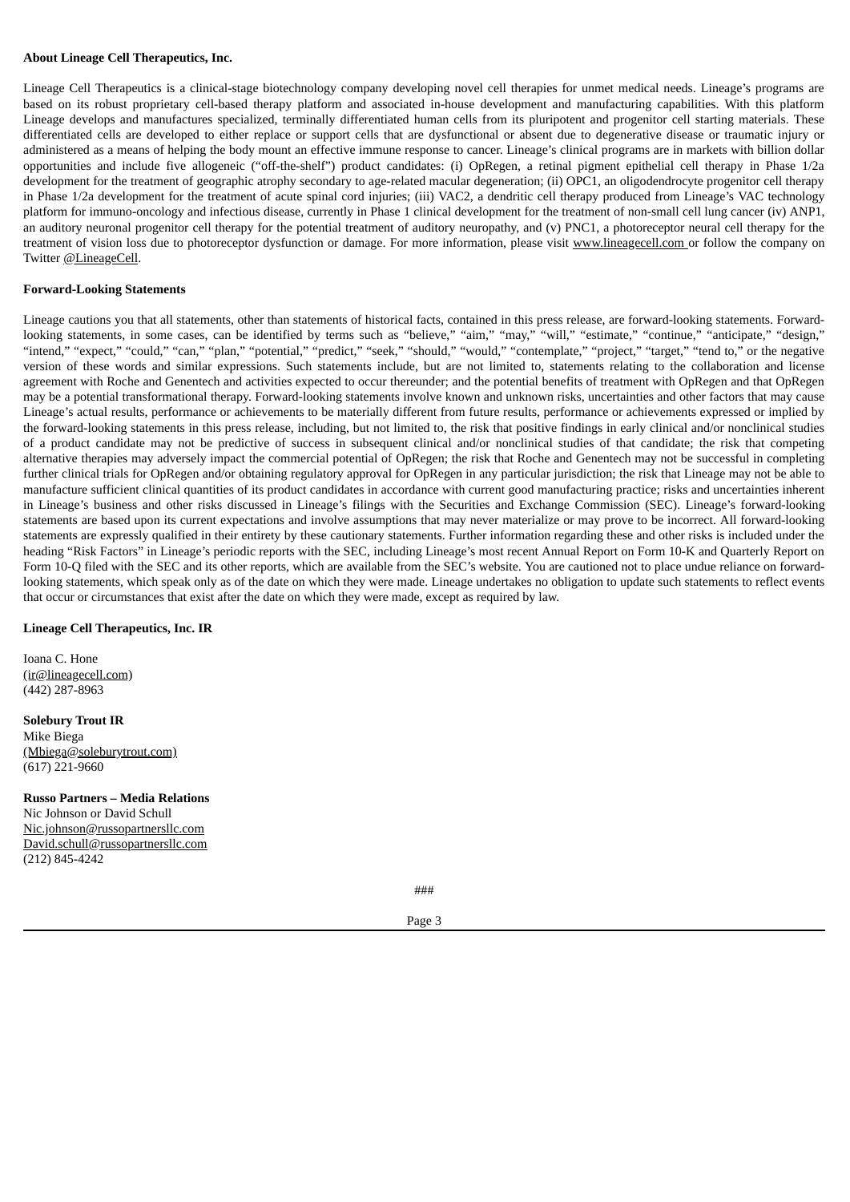**About Lineage Cell Therapeutics, Inc.**

Lineage Cell Therapeutics is a clinical-stage biotechnology company developing novel cell therapies for unmet medical needs. Lineage's programs are based on its robust proprietary cell-based therapy platform and associated in-house development and manufacturing capabilities. With this platform Lineage develops and manufactures specialized, terminally differentiated human cells from its pluripotent and progenitor cell starting materials. These differentiated cells are developed to either replace or support cells that are dysfunctional or absent due to degenerative disease or traumatic injury or administered as a means of helping the body mount an effective immune response to cancer. Lineage's clinical programs are in markets with billion dollar opportunities and include five allogeneic ("off-the-shelf") product candidates: (i) OpRegen, a retinal pigment epithelial cell therapy in Phase 1/2a development for the treatment of geographic atrophy secondary to age-related macular degeneration; (ii) OPC1, an oligodendrocyte progenitor cell therapy in Phase 1/2a development for the treatment of acute spinal cord injuries; (iii) VAC2, a dendritic cell therapy produced from Lineage's VAC technology platform for immuno-oncology and infectious disease, currently in Phase 1 clinical development for the treatment of non-small cell lung cancer (iv) ANP1, an auditory neuronal progenitor cell therapy for the potential treatment of auditory neuropathy, and (v) PNC1, a photoreceptor neural cell therapy for the treatment of vision loss due to photoreceptor dysfunction or damage. For more information, please visit www.lineagecell.com or follow the company on Twitter @LineageCell.

**Forward-Looking Statements**

Lineage cautions you that all statements, other than statements of historical facts, contained in this press release, are forward-looking statements. Forward-looking statements, in some cases, can be identified by terms such as "believe," "aim," "may," "will," "estimate," "continue," "anticipate," "design," "intend," "expect," "could," "can," "plan," "potential," "predict," "seek," "should," "would," "contemplate," "project," "target," "tend to," or the negative version of these words and similar expressions. Such statements include, but are not limited to, statements relating to the collaboration and license agreement with Roche and Genentech and activities expected to occur thereunder; and the potential benefits of treatment with OpRegen and that OpRegen may be a potential transformational therapy. Forward-looking statements involve known and unknown risks, uncertainties and other factors that may cause Lineage's actual results, performance or achievements to be materially different from future results, performance or achievements expressed or implied by the forward-looking statements in this press release, including, but not limited to, the risk that positive findings in early clinical and/or nonclinical studies of a product candidate may not be predictive of success in subsequent clinical and/or nonclinical studies of that candidate; the risk that competing alternative therapies may adversely impact the commercial potential of OpRegen; the risk that Roche and Genentech may not be successful in completing further clinical trials for OpRegen and/or obtaining regulatory approval for OpRegen in any particular jurisdiction; the risk that Lineage may not be able to manufacture sufficient clinical quantities of its product candidates in accordance with current good manufacturing practice; risks and uncertainties inherent in Lineage's business and other risks discussed in Lineage's filings with the Securities and Exchange Commission (SEC). Lineage's forward-looking statements are based upon its current expectations and involve assumptions that may never materialize or may prove to be incorrect. All forward-looking statements are expressly qualified in their entirety by these cautionary statements. Further information regarding these and other risks is included under the heading "Risk Factors" in Lineage's periodic reports with the SEC, including Lineage's most recent Annual Report on Form 10-K and Quarterly Report on Form 10-Q filed with the SEC and its other reports, which are available from the SEC's website. You are cautioned not to place undue reliance on forward-looking statements, which speak only as of the date on which they were made. Lineage undertakes no obligation to update such statements to reflect events that occur or circumstances that exist after the date on which they were made, except as required by law.

**Lineage Cell Therapeutics, Inc. IR**

Ioana C. Hone
(ir@lineagecell.com)
(442) 287-8963

**Solebury Trout IR**
Mike Biega
(Mbiega@soleburytrout.com)
(617) 221-9660

**Russo Partners – Media Relations**
Nic Johnson or David Schull
Nic.johnson@russopartnersllc.com
David.schull@russopartnersllc.com
(212) 845-4242

###